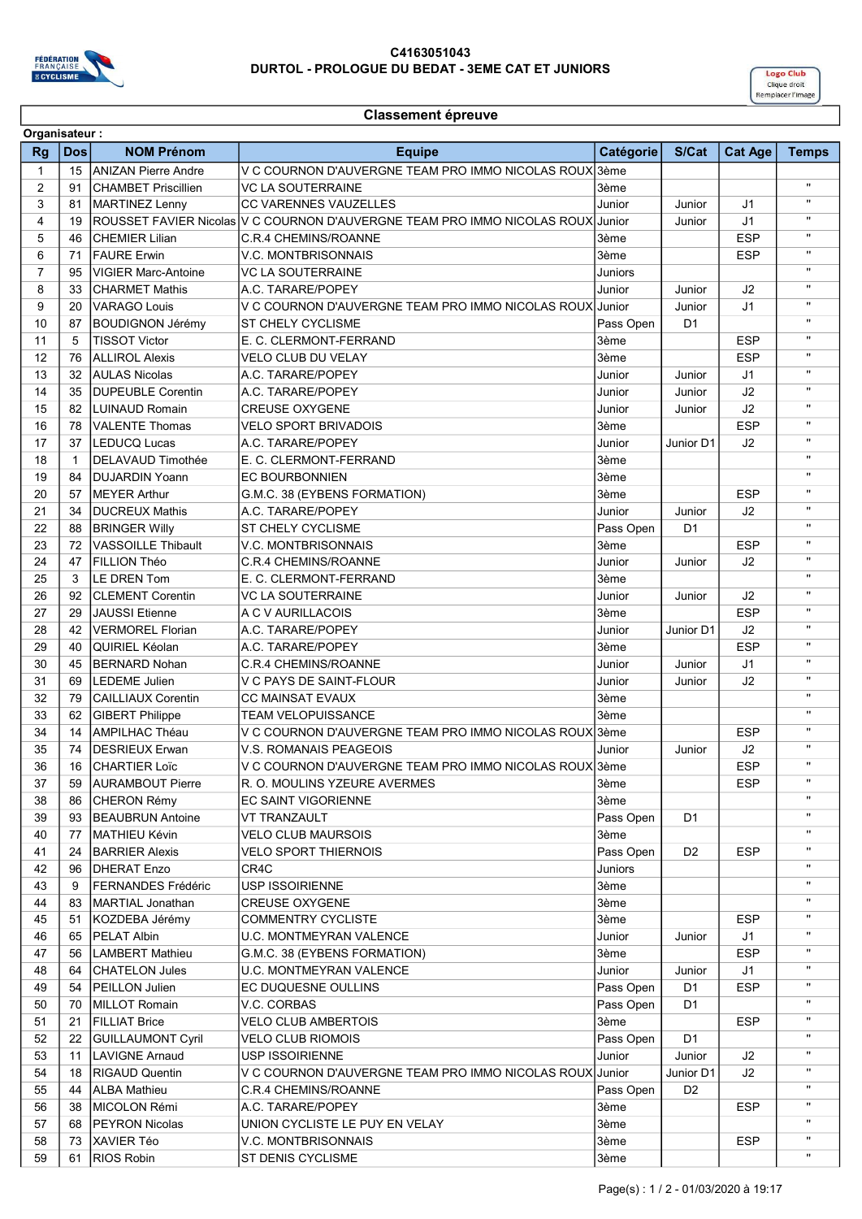C4163051043

DURTOL - PROLOGUE DU BEDAT - 3EME CAT ET JUNIORS

Logo Club
Clique droit
Remplacer l'image

## Classement épreuve

**Organisateur :**

| Rg | Dos | NOM Prénom | Equipe | Catégorie | S/Cat | Cat Age | Temps |
|---|---|---|---|---|---|---|---|
| 1 | 15 | ANIZAN Pierre Andre | V C COURNON D'AUVERGNE TEAM PRO IMMO NICOLAS ROUX | 3ème | | | |
| 2 | 91 | CHAMBET Priscillien | VC LA SOUTERRAINE | 3ème | | | " |
| 3 | 81 | MARTINEZ Lenny | CC VARENNES VAUZELLES | Junior | Junior | J1 | " |
| 4 | 19 | ROUSSET FAVIER Nicolas | V C COURNON D'AUVERGNE TEAM PRO IMMO NICOLAS ROUX | Junior | Junior | J1 | " |
| 5 | 46 | CHEMIER Lilian | C.R.4 CHEMINS/ROANNE | 3ème | | ESP | " |
| 6 | 71 | FAURE Erwin | V.C. MONTBRISONNAIS | 3ème | | ESP | " |
| 7 | 95 | VIGIER Marc-Antoine | VC LA SOUTERRAINE | Juniors | | | " |
| 8 | 33 | CHARMET Mathis | A.C. TARARE/POPEY | Junior | Junior | J2 | " |
| 9 | 20 | VARAGO Louis | V C COURNON D'AUVERGNE TEAM PRO IMMO NICOLAS ROUX | Junior | Junior | J1 | " |
| 10 | 87 | BOUDIGNON Jérémy | ST CHELY CYCLISME | Pass Open | D1 | | " |
| 11 | 5 | TISSOT Victor | E. C. CLERMONT-FERRAND | 3ème | | ESP | " |
| 12 | 76 | ALLIROL Alexis | VELO CLUB DU VELAY | 3ème | | ESP | " |
| 13 | 32 | AULAS Nicolas | A.C. TARARE/POPEY | Junior | Junior | J1 | " |
| 14 | 35 | DUPEUBLE Corentin | A.C. TARARE/POPEY | Junior | Junior | J2 | " |
| 15 | 82 | LUINAUD Romain | CREUSE OXYGENE | Junior | Junior | J2 | " |
| 16 | 78 | VALENTE Thomas | VELO SPORT BRIVADOIS | 3ème | | ESP | " |
| 17 | 37 | LEDUCQ Lucas | A.C. TARARE/POPEY | Junior | Junior D1 | J2 | " |
| 18 | 1 | DELAVAUD Timothée | E. C. CLERMONT-FERRAND | 3ème | | | " |
| 19 | 84 | DUJARDIN Yoann | EC BOURBONNIEN | 3ème | | | " |
| 20 | 57 | MEYER Arthur | G.M.C. 38 (EYBENS FORMATION) | 3ème | | ESP | " |
| 21 | 34 | DUCREUX Mathis | A.C. TARARE/POPEY | Junior | Junior | J2 | " |
| 22 | 88 | BRINGER Willy | ST CHELY CYCLISME | Pass Open | D1 | | " |
| 23 | 72 | VASSOILLE Thibault | V.C. MONTBRISONNAIS | 3ème | | ESP | " |
| 24 | 47 | FILLION Théo | C.R.4 CHEMINS/ROANNE | Junior | Junior | J2 | " |
| 25 | 3 | LE DREN Tom | E. C. CLERMONT-FERRAND | 3ème | | | " |
| 26 | 92 | CLEMENT Corentin | VC LA SOUTERRAINE | Junior | Junior | J2 | " |
| 27 | 29 | JAUSSI Etienne | A C V AURILLACOIS | 3ème | | ESP | " |
| 28 | 42 | VERMOREL Florian | A.C. TARARE/POPEY | Junior | Junior D1 | J2 | " |
| 29 | 40 | QUIRIEL Kéolan | A.C. TARARE/POPEY | 3ème | | ESP | " |
| 30 | 45 | BERNARD Nohan | C.R.4 CHEMINS/ROANNE | Junior | Junior | J1 | " |
| 31 | 69 | LEDEME Julien | V C PAYS DE SAINT-FLOUR | Junior | Junior | J2 | " |
| 32 | 79 | CAILLIAUX Corentin | CC MAINSAT EVAUX | 3ème | | | " |
| 33 | 62 | GIBERT Philippe | TEAM VELOPUISSANCE | 3ème | | | " |
| 34 | 14 | AMPILHAC Théau | V C COURNON D'AUVERGNE TEAM PRO IMMO NICOLAS ROUX | 3ème | | ESP | " |
| 35 | 74 | DESRIEUX Erwan | V.S. ROMANAIS PEAGEOIS | Junior | Junior | J2 | " |
| 36 | 16 | CHARTIER Loïc | V C COURNON D'AUVERGNE TEAM PRO IMMO NICOLAS ROUX | 3ème | | ESP | " |
| 37 | 59 | AURAMBOUT Pierre | R. O. MOULINS YZEURE AVERMES | 3ème | | ESP | " |
| 38 | 86 | CHERON Rémy | EC SAINT VIGORIENNE | 3ème | | | " |
| 39 | 93 | BEAUBRUN Antoine | VT TRANZAULT | Pass Open | D1 | | " |
| 40 | 77 | MATHIEU Kévin | VELO CLUB MAURSOIS | 3ème | | | " |
| 41 | 24 | BARRIER Alexis | VELO SPORT THIERNOIS | Pass Open | D2 | ESP | " |
| 42 | 96 | DHERAT Enzo | CR4C | Juniors | | | " |
| 43 | 9 | FERNANDES Frédéric | USP ISSOIRIENNE | 3ème | | | " |
| 44 | 83 | MARTIAL Jonathan | CREUSE OXYGENE | 3ème | | | " |
| 45 | 51 | KOZDEBA Jérémy | COMMENTRY CYCLISTE | 3ème | | ESP | " |
| 46 | 65 | PELAT Albin | U.C. MONTMEYRAN VALENCE | Junior | Junior | J1 | " |
| 47 | 56 | LAMBERT Mathieu | G.M.C. 38 (EYBENS FORMATION) | 3ème | | ESP | " |
| 48 | 64 | CHATELON Jules | U.C. MONTMEYRAN VALENCE | Junior | Junior | J1 | " |
| 49 | 54 | PEILLON Julien | EC DUQUESNE OULLINS | Pass Open | D1 | ESP | " |
| 50 | 70 | MILLOT Romain | V.C. CORBAS | Pass Open | D1 | | " |
| 51 | 21 | FILLIAT Brice | VELO CLUB AMBERTOIS | 3ème | | ESP | " |
| 52 | 22 | GUILLAUMONT Cyril | VELO CLUB RIOMOIS | Pass Open | D1 | | " |
| 53 | 11 | LAVIGNE Arnaud | USP ISSOIRIENNE | Junior | Junior | J2 | " |
| 54 | 18 | RIGAUD Quentin | V C COURNON D'AUVERGNE TEAM PRO IMMO NICOLAS ROUX | Junior | Junior D1 | J2 | " |
| 55 | 44 | ALBA Mathieu | C.R.4 CHEMINS/ROANNE | Pass Open | D2 | | " |
| 56 | 38 | MICOLON Rémi | A.C. TARARE/POPEY | 3ème | | ESP | " |
| 57 | 68 | PEYRON Nicolas | UNION CYCLISTE LE PUY EN VELAY | 3ème | | | " |
| 58 | 73 | XAVIER Téo | V.C. MONTBRISONNAIS | 3ème | | ESP | " |
| 59 | 61 | RIOS Robin | ST DENIS CYCLISME | 3ème | | | " |

Page(s) : 1 / 2 - 01/03/2020 à 19:17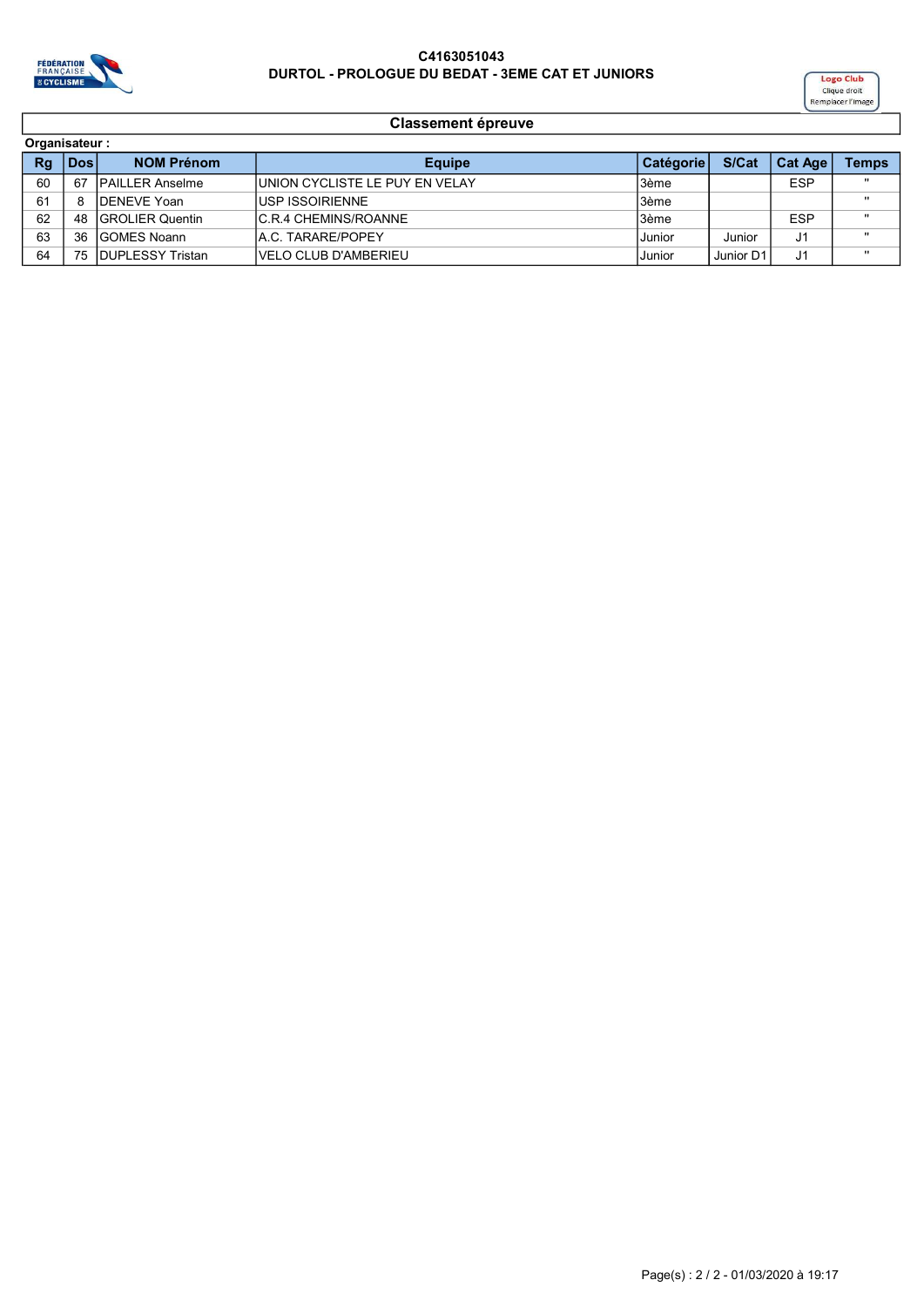C4163051043
DURTOL - PROLOGUE DU BEDAT - 3EME CAT ET JUNIORS

Logo Club
Clique droit
Remplacer l'image

## Classement épreuve

**Organisateur :**

| Rg | Dos | NOM Prénom | Equipe | Catégorie | S/Cat | Cat Age | Temps |
|---|---|---|---|---|---|---|---|
| 60 | 67 | PAILLER Anselme | UNION CYCLISTE LE PUY EN VELAY | 3ème | | ESP | " |
| 61 | 8 | DENEVE Yoan | USP ISSOIRIENNE | 3ème | | | " |
| 62 | 48 | GROLIER Quentin | C.R.4 CHEMINS/ROANNE | 3ème | | ESP | " |
| 63 | 36 | GOMES Noann | A.C. TARARE/POPEY | Junior | Junior | J1 | " |
| 64 | 75 | DUPLESSY Tristan | VELO CLUB D'AMBERIEU | Junior | Junior D1 | J1 | " |

01/03/2020 à 19:17